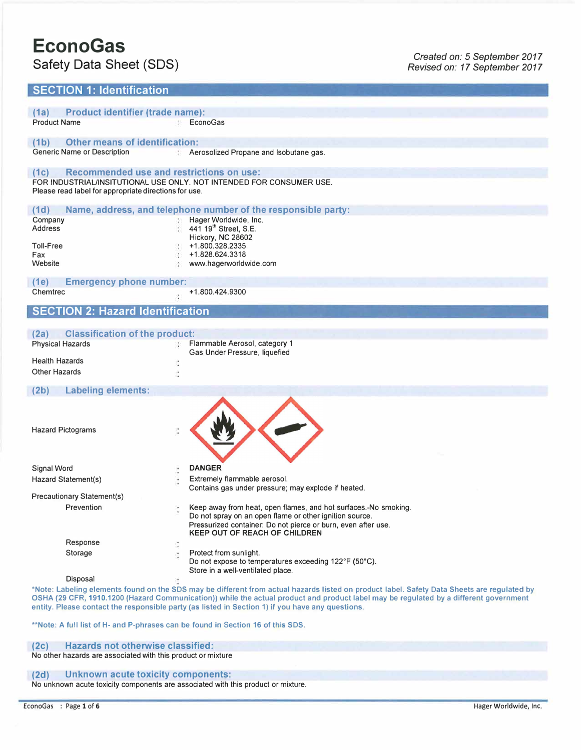# EconoGas

Safety Data Sheet (SDS)

*Created on: 5 September 2017*
*Revised on: 17 September 2017*

## SECTION 1: Identification

### (1a) Product identifier (trade name):

Product Name : EconoGas

### (1b) Other means of identification:

Generic Name or Description : Aerosolized Propane and Isobutane gas.

### (1c) Recommended use and restrictions on use:

FOR INDUSTRIAL/INSITUTIONAL USE ONLY. NOT INTENDED FOR CONSUMER USE.
Please read label for appropriate directions for use.

### (1d) Name, address, and telephone number of the responsible party:

| | | |
|---|---|---|
| Company | : | Hager Worldwide, Inc. |
| Address | : | 441 19th Street, S.E. Hickory, NC 28602 |
| Toll-Free | : | +1.800.328.2335 |
| Fax | : | +1.828.624.3318 |
| Website | : | www.hagerworldwide.com |

### (1e) Emergency phone number:

Chemtrec : +1.800.424.9300

## SECTION 2: Hazard Identification

### (2a) Classification of the product:

| | | |
|---|---|---|
| Physical Hazards | : | Flammable Aerosol, category 1<br>Gas Under Pressure, liquefied |
| Health Hazards | : | |
| Other Hazards | : | |

### (2b) Labeling elements:

Hazard Pictograms :

Signal Word : **DANGER**

Hazard Statement(s) : Extremely flammable aerosol.
Contains gas under pressure; may explode if heated.

Precautionary Statement(s)

Prevention : Keep away from heat, open flames, and hot surfaces.-No smoking.
Do not spray on an open flame or other ignition source.
Pressurized container: Do not pierce or burn, even after use.
**KEEP OUT OF REACH OF CHILDREN**

Response :

Storage : Protect from sunlight.
Do not expose to temperatures exceeding 122°F (50°C).
Store in a well-ventilated place.

Disposal :

*Note: Labeling elements found on the SDS may be different from actual hazards listed on product label. Safety Data Sheets are regulated by OSHA (29 CFR, 1910.1200 (Hazard Communication)) while the actual product and product label may be regulated by a different government entity. Please contact the responsible party (as listed in Section 1) if you have any questions.

**Note: A full list of H- and P-phrases can be found in Section 16 of this SDS.

### (2c) Hazards not otherwise classified:

No other hazards are associated with this product or mixture

### (2d) Unknown acute toxicity components:

No unknown acute toxicity components are associated with this product or mixture.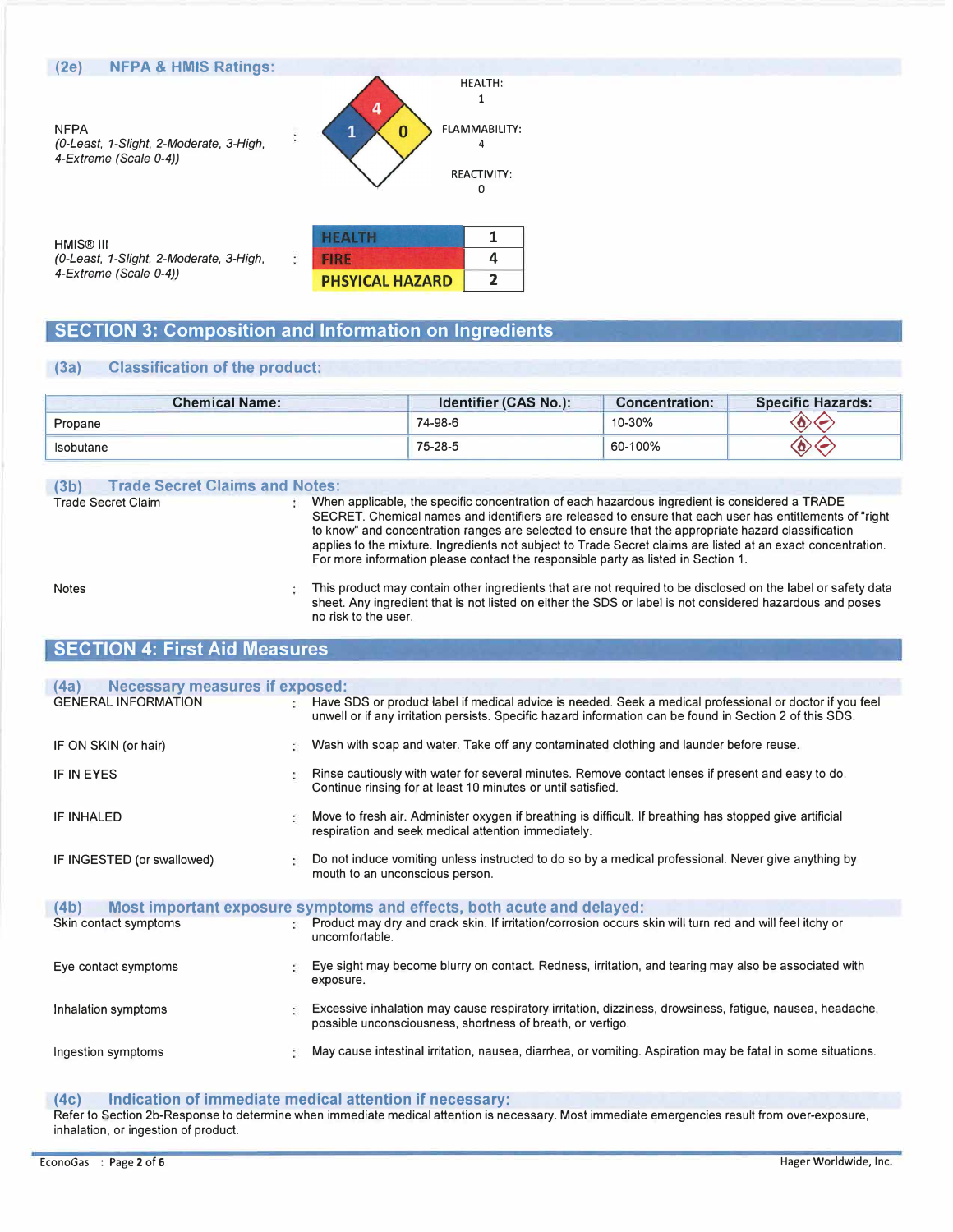### (2e) NFPA & HMIS Ratings:

NFPA
*(0-Least, 1-Slight, 2-Moderate, 3-High, 4-Extreme (Scale 0-4))*

| | |
|---|---|
| HEALTH: | 1 |
| FLAMMABILITY: | 4 |
| REACTIVITY: | 0 |

HMIS® III
*(0-Least, 1-Slight, 2-Moderate, 3-High, 4-Extreme (Scale 0-4))*

| | |
|---|---|
| HEALTH | 1 |
| FIRE | 4 |
| PHSYICAL HAZARD | 2 |

## SECTION 3: Composition and Information on Ingredients

### (3a) Classification of the product:

| Chemical Name: | Identifier (CAS No.): | Concentration: | Specific Hazards: |
|---|---|---|---|
| Propane | 74-98-6 | 10-30% | |
| Isobutane | 75-28-5 | 60-100% | |

### (3b) Trade Secret Claims and Notes:

Trade Secret Claim : When applicable, the specific concentration of each hazardous ingredient is considered a TRADE SECRET. Chemical names and identifiers are released to ensure that each user has entitlements of "right to know" and concentration ranges are selected to ensure that the appropriate hazard classification applies to the mixture. Ingredients not subject to Trade Secret claims are listed at an exact concentration. For more information please contact the responsible party as listed in Section 1.

Notes : This product may contain other ingredients that are not required to be disclosed on the label or safety data sheet. Any ingredient that is not listed on either the SDS or label is not considered hazardous and poses no risk to the user.

## SECTION 4: First Aid Measures

### (4a) Necessary measures if exposed:

GENERAL INFORMATION : Have SDS or product label if medical advice is needed. Seek a medical professional or doctor if you feel unwell or if any irritation persists. Specific hazard information can be found in Section 2 of this SDS.

IF ON SKIN (or hair) : Wash with soap and water. Take off any contaminated clothing and launder before reuse.

IF IN EYES : Rinse cautiously with water for several minutes. Remove contact lenses if present and easy to do. Continue rinsing for at least 10 minutes or until satisfied.

IF INHALED : Move to fresh air. Administer oxygen if breathing is difficult. If breathing has stopped give artificial respiration and seek medical attention immediately.

IF INGESTED (or swallowed) : Do not induce vomiting unless instructed to do so by a medical professional. Never give anything by mouth to an unconscious person.

### (4b) Most important exposure symptoms and effects, both acute and delayed:

Skin contact symptoms : Product may dry and crack skin. If irritation/corrosion occurs skin will turn red and will feel itchy or uncomfortable.

Eye contact symptoms : Eye sight may become blurry on contact. Redness, irritation, and tearing may also be associated with exposure.

Inhalation symptoms : Excessive inhalation may cause respiratory irritation, dizziness, drowsiness, fatigue, nausea, headache, possible unconsciousness, shortness of breath, or vertigo.

Ingestion symptoms : May cause intestinal irritation, nausea, diarrhea, or vomiting. Aspiration may be fatal in some situations.

### (4c) Indication of immediate medical attention if necessary:

Refer to Section 2b-Response to determine when immediate medical attention is necessary. Most immediate emergencies result from over-exposure, inhalation, or ingestion of product.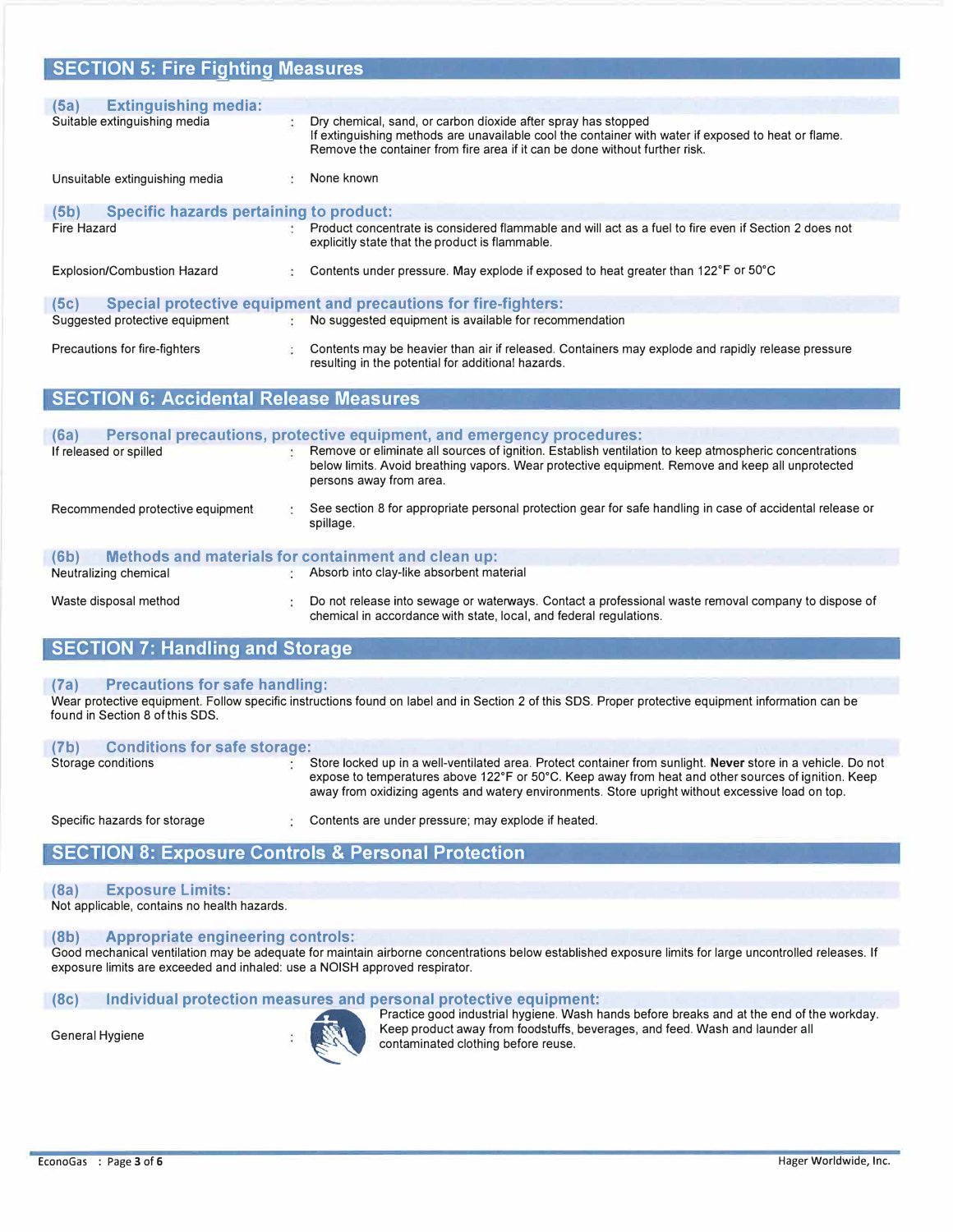## SECTION 5: Fire Fighting Measures

### (5a) Extinguishing media:

| | |
|---|---|
| Suitable extinguishing media | Dry chemical, sand, or carbon dioxide after spray has stopped<br>If extinguishing methods are unavailable cool the container with water if exposed to heat or flame. Remove the container from fire area if it can be done without further risk. |
| Unsuitable extinguishing media | None known |

### (5b) Specific hazards pertaining to product:

| | |
|---|---|
| Fire Hazard | Product concentrate is considered flammable and will act as a fuel to fire even if Section 2 does not explicitly state that the product is flammable. |
| Explosion/Combustion Hazard | Contents under pressure. May explode if exposed to heat greater than 122°F or 50°C |

### (5c) Special protective equipment and precautions for fire-fighters:

| | |
|---|---|
| Suggested protective equipment | No suggested equipment is available for recommendation |
| Precautions for fire-fighters | Contents may be heavier than air if released. Containers may explode and rapidly release pressure resulting in the potential for additional hazards. |

## SECTION 6: Accidental Release Measures

### (6a) Personal precautions, protective equipment, and emergency procedures:

| | |
|---|---|
| If released or spilled | Remove or eliminate all sources of ignition. Establish ventilation to keep atmospheric concentrations below limits. Avoid breathing vapors. Wear protective equipment. Remove and keep all unprotected persons away from area. |
| Recommended protective equipment | See section 8 for appropriate personal protection gear for safe handling in case of accidental release or spillage. |

### (6b) Methods and materials for containment and clean up:

| | |
|---|---|
| Neutralizing chemical | Absorb into clay-like absorbent material |
| Waste disposal method | Do not release into sewage or waterways. Contact a professional waste removal company to dispose of chemical in accordance with state, local, and federal regulations. |

## SECTION 7: Handling and Storage

### (7a) Precautions for safe handling:

Wear protective equipment. Follow specific instructions found on label and in Section 2 of this SDS. Proper protective equipment information can be found in Section 8 of this SDS.

### (7b) Conditions for safe storage:

| | |
|---|---|
| Storage conditions | Store locked up in a well-ventilated area. Protect container from sunlight. **Never** store in a vehicle. Do not expose to temperatures above 122°F or 50°C. Keep away from heat and other sources of ignition. Keep away from oxidizing agents and watery environments. Store upright without excessive load on top. |
| Specific hazards for storage | Contents are under pressure; may explode if heated. |

## SECTION 8: Exposure Controls & Personal Protection

### (8a) Exposure Limits:

Not applicable, contains no health hazards.

### (8b) Appropriate engineering controls:

Good mechanical ventilation may be adequate for maintain airborne concentrations below established exposure limits for large uncontrolled releases. If exposure limits are exceeded and inhaled: use a NOISH approved respirator.

### (8c) Individual protection measures and personal protective equipment:

| | |
|---|---|
| General Hygiene | Practice good industrial hygiene. Wash hands before breaks and at the end of the workday. Keep product away from foodstuffs, beverages, and feed. Wash and launder all contaminated clothing before reuse. |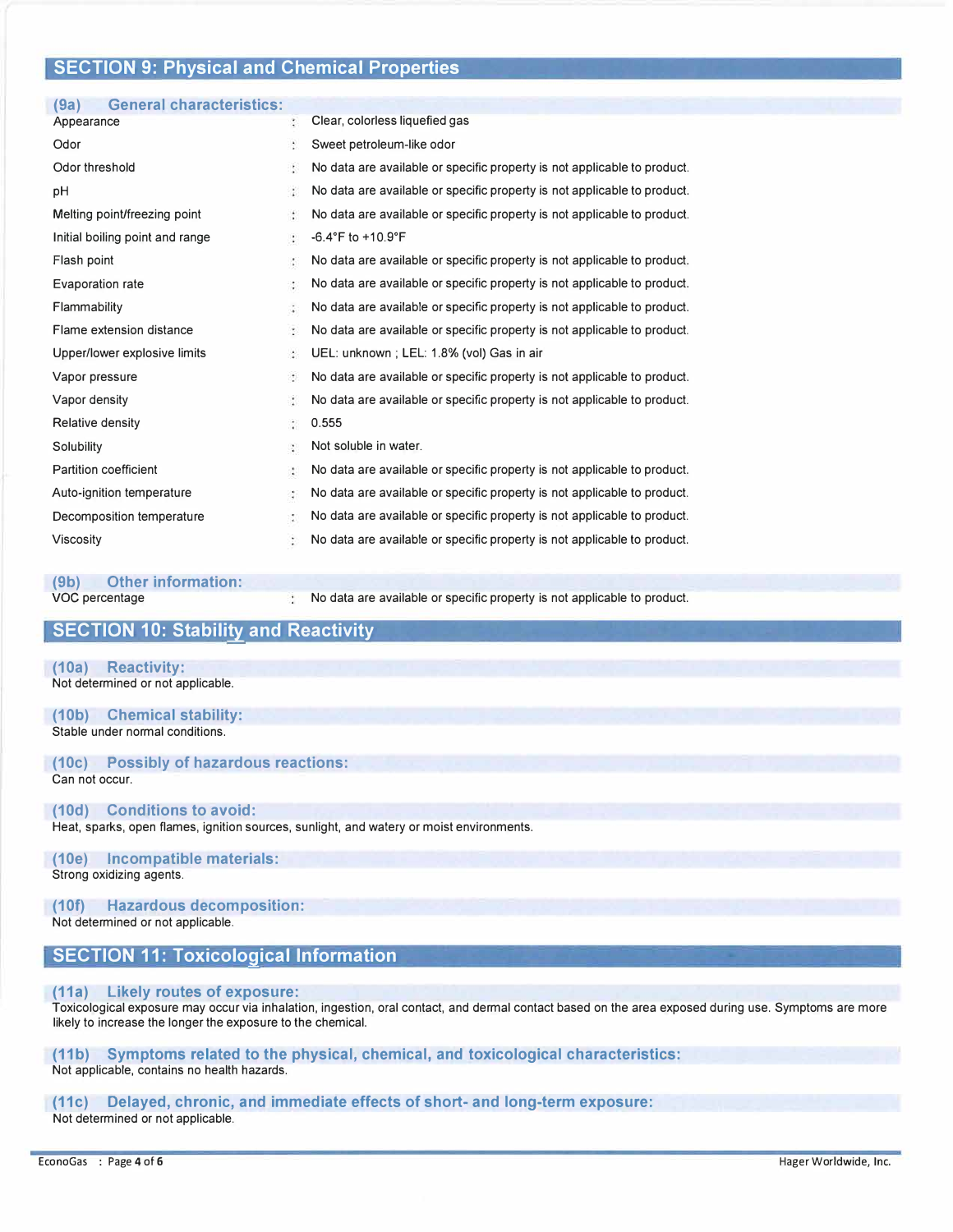## SECTION 9: Physical and Chemical Properties

### (9a) General characteristics:

| Property | | Value |
|---|---|---|
| Appearance | : | Clear, colorless liquefied gas |
| Odor | : | Sweet petroleum-like odor |
| Odor threshold | : | No data are available or specific property is not applicable to product. |
| pH | : | No data are available or specific property is not applicable to product. |
| Melting point/freezing point | : | No data are available or specific property is not applicable to product. |
| Initial boiling point and range | : | -6.4°F to +10.9°F |
| Flash point | : | No data are available or specific property is not applicable to product. |
| Evaporation rate | : | No data are available or specific property is not applicable to product. |
| Flammability | : | No data are available or specific property is not applicable to product. |
| Flame extension distance | : | No data are available or specific property is not applicable to product. |
| Upper/lower explosive limits | : | UEL: unknown ; LEL: 1.8% (vol) Gas in air |
| Vapor pressure | : | No data are available or specific property is not applicable to product. |
| Vapor density | : | No data are available or specific property is not applicable to product. |
| Relative density | : | 0.555 |
| Solubility | : | Not soluble in water. |
| Partition coefficient | : | No data are available or specific property is not applicable to product. |
| Auto-ignition temperature | : | No data are available or specific property is not applicable to product. |
| Decomposition temperature | : | No data are available or specific property is not applicable to product. |
| Viscosity | : | No data are available or specific property is not applicable to product. |

### (9b) Other information:

| Property | | Value |
|---|---|---|
| VOC percentage | : | No data are available or specific property is not applicable to product. |

## SECTION 10: Stability and Reactivity

### (10a) Reactivity:
Not determined or not applicable.

### (10b) Chemical stability:
Stable under normal conditions.

### (10c) Possibly of hazardous reactions:
Can not occur.

### (10d) Conditions to avoid:
Heat, sparks, open flames, ignition sources, sunlight, and watery or moist environments.

### (10e) Incompatible materials:
Strong oxidizing agents.

### (10f) Hazardous decomposition:
Not determined or not applicable.

## SECTION 11: Toxicological Information

### (11a) Likely routes of exposure:
Toxicological exposure may occur via inhalation, ingestion, oral contact, and dermal contact based on the area exposed during use. Symptoms are more likely to increase the longer the exposure to the chemical.

### (11b) Symptoms related to the physical, chemical, and toxicological characteristics:
Not applicable, contains no health hazards.

### (11c) Delayed, chronic, and immediate effects of short- and long-term exposure:
Not determined or not applicable.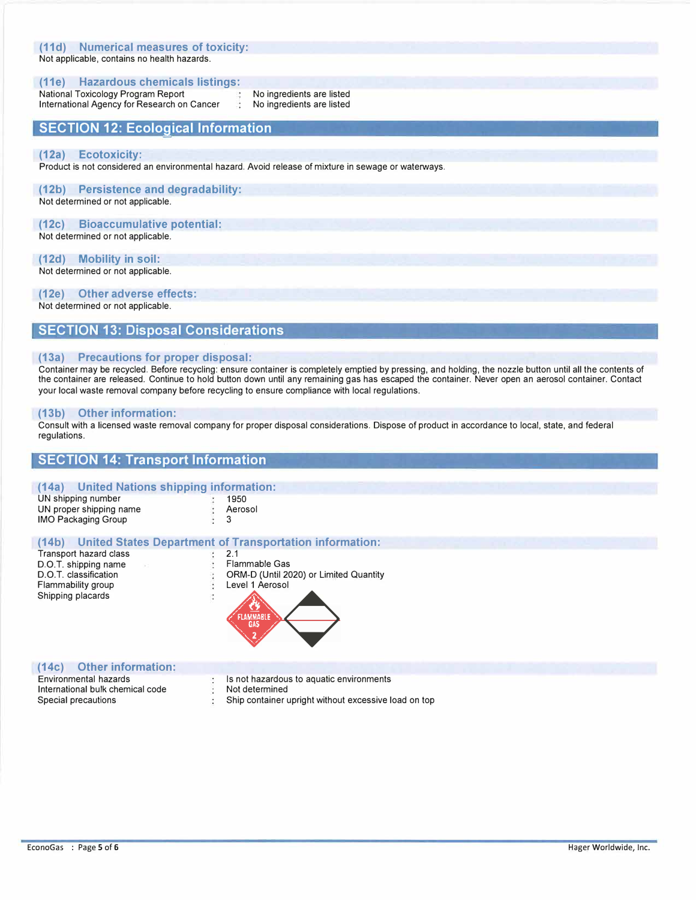### (11d) Numerical measures of toxicity:

Not applicable, contains no health hazards.

### (11e) Hazardous chemicals listings:

| | | |
|---|---|---|
| National Toxicology Program Report | : | No ingredients are listed |
| International Agency for Research on Cancer | : | No ingredients are listed |

## SECTION 12: Ecological Information

### (12a) Ecotoxicity:

Product is not considered an environmental hazard. Avoid release of mixture in sewage or waterways.

### (12b) Persistence and degradability:

Not determined or not applicable.

### (12c) Bioaccumulative potential:

Not determined or not applicable.

### (12d) Mobility in soil:

Not determined or not applicable.

### (12e) Other adverse effects:

Not determined or not applicable.

## SECTION 13: Disposal Considerations

### (13a) Precautions for proper disposal:

Container may be recycled. Before recycling: ensure container is completely emptied by pressing, and holding, the nozzle button until all the contents of the container are released. Continue to hold button down until any remaining gas has escaped the container. Never open an aerosol container. Contact your local waste removal company before recycling to ensure compliance with local regulations.

### (13b) Other information:

Consult with a licensed waste removal company for proper disposal considerations. Dispose of product in accordance to local, state, and federal regulations.

## SECTION 14: Transport Information

### (14a) United Nations shipping information:

| | | |
|---|---|---|
| UN shipping number | : | 1950 |
| UN proper shipping name | : | Aerosol |
| IMO Packaging Group | : | 3 |

### (14b) United States Department of Transportation information:

| | | |
|---|---|---|
| Transport hazard class | : | 2.1 |
| D.O.T. shipping name | : | Flammable Gas |
| D.O.T. classification | : | ORM-D (Until 2020) or Limited Quantity |
| Flammability group | : | Level 1 Aerosol |
| Shipping placards | : | |

### (14c) Other information:

| | | |
|---|---|---|
| Environmental hazards | : | Is not hazardous to aquatic environments |
| International bulk chemical code | : | Not determined |
| Special precautions | : | Ship container upright without excessive load on top |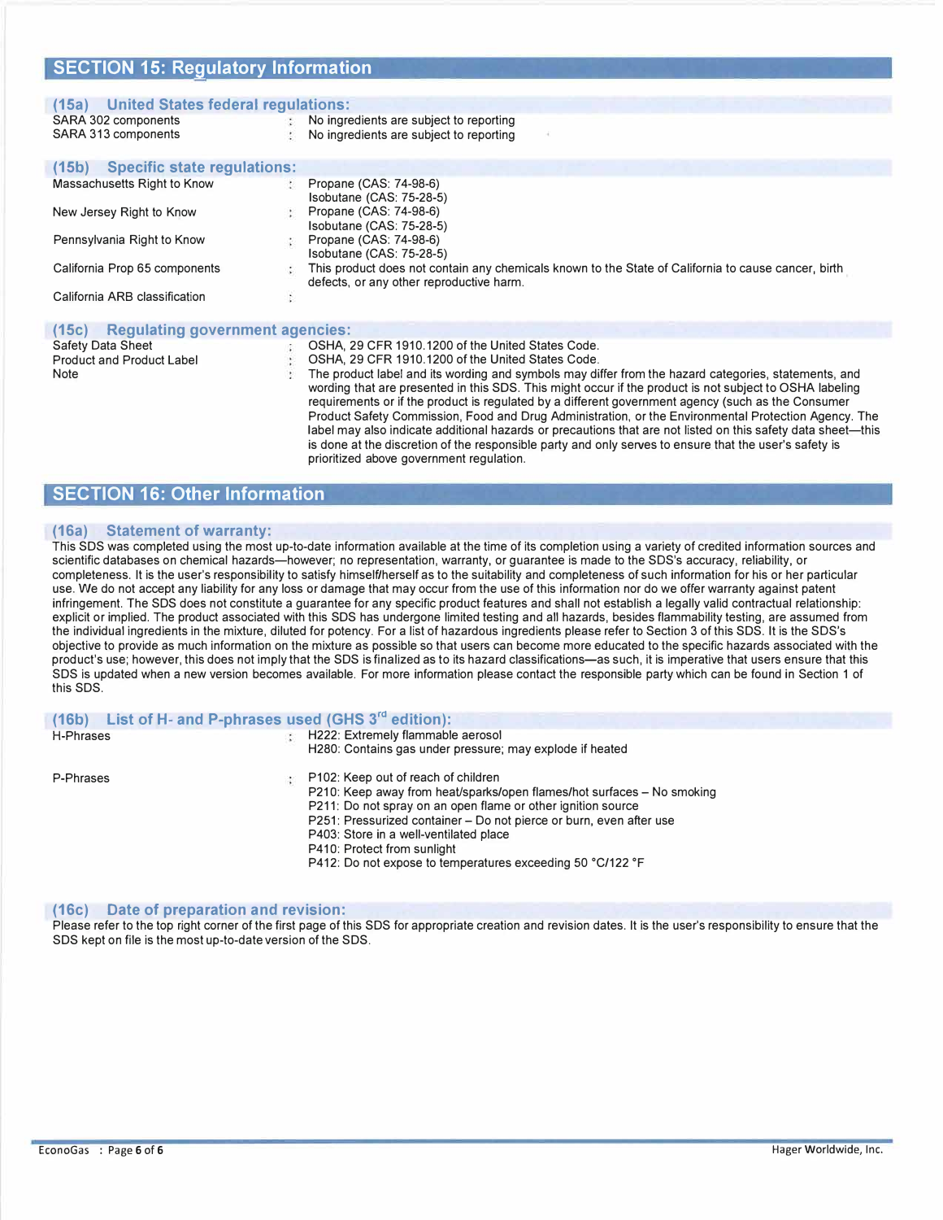## SECTION 15: Regulatory Information

### (15a) United States federal regulations:

| | |
|---|---|
| SARA 302 components | : No ingredients are subject to reporting |
| SARA 313 components | : No ingredients are subject to reporting |

### (15b) Specific state regulations:

| | |
|---|---|
| Massachusetts Right to Know | : Propane (CAS: 74-98-6)<br>Isobutane (CAS: 75-28-5) |
| New Jersey Right to Know | : Propane (CAS: 74-98-6)<br>Isobutane (CAS: 75-28-5) |
| Pennsylvania Right to Know | : Propane (CAS: 74-98-6)<br>Isobutane (CAS: 75-28-5) |
| California Prop 65 components | : This product does not contain any chemicals known to the State of California to cause cancer, birth defects, or any other reproductive harm. |
| California ARB classification | : |

### (15c) Regulating government agencies:

| | |
|---|---|
| Safety Data Sheet | : OSHA, 29 CFR 1910.1200 of the United States Code. |
| Product and Product Label | : OSHA, 29 CFR 1910.1200 of the United States Code. |
| Note | : The product label and its symbols may differ from the hazard categories, statements, and wording that are presented in this SDS. This might occur if the product is not subject to OSHA labeling requirements or if the product is regulated by a different government agency (such as the Consumer Product Safety Commission, Food and Drug Administration, or the Environmental Protection Agency. The label may also indicate additional hazards or precautions that are not listed on this safety data sheet—this is done at the discretion of the responsible party and only serves to ensure that the user's safety is prioritized above government regulation. |

## SECTION 16: Other Information

### (16a) Statement of warranty:

This SDS was completed using the most up-to-date information available at the time of its completion using a variety of credited information sources and scientific databases on chemical hazards—however; no representation, warranty, or guarantee is made to the SDS's accuracy, reliability, or completeness. It is the user's responsibility to satisfy himself/herself as to the suitability and completeness of such information for his or her particular use. We do not accept any liability for any loss or damage that may occur from the use of this information nor do we offer warranty against patent infringement. The SDS does not constitute a guarantee for any specific product features and shall not establish a legally valid contractual relationship: explicit or implied. The product associated with this SDS has undergone limited testing and all hazards, besides flammability testing, are assumed from the individual ingredients in the mixture, diluted for potency. For a list of hazardous ingredients please refer to Section 3 of this SDS. It is the SDS's objective to provide as much information on the mixture as possible so that users can become more educated to the specific hazards associated with the product's use; however, this does not imply that the SDS is finalized as to its hazard classifications—as such, it is imperative that users ensure that this SDS is updated when a new version becomes available. For more information please contact the responsible party which can be found in Section 1 of this SDS.

### (16b) List of H- and P-phrases used (GHS 3rd edition):

| | |
|---|---|
| H-Phrases | : H222: Extremely flammable aerosol<br>H280: Contains gas under pressure; may explode if heated |
| P-Phrases | : P102: Keep out of reach of children<br>P210: Keep away from heat/sparks/open flames/hot surfaces – No smoking<br>P211: Do not spray on an open flame or other ignition source<br>P251: Pressurized container – Do not pierce or burn, even after use<br>P403: Store in a well-ventilated place<br>P410: Protect from sunlight<br>P412: Do not expose to temperatures exceeding 50 °C/122 °F |

### (16c) Date of preparation and revision:

Please refer to the top right corner of the first page of this SDS for appropriate creation and revision dates. It is the user's responsibility to ensure that the SDS kept on file is the most up-to-date version of the SDS.